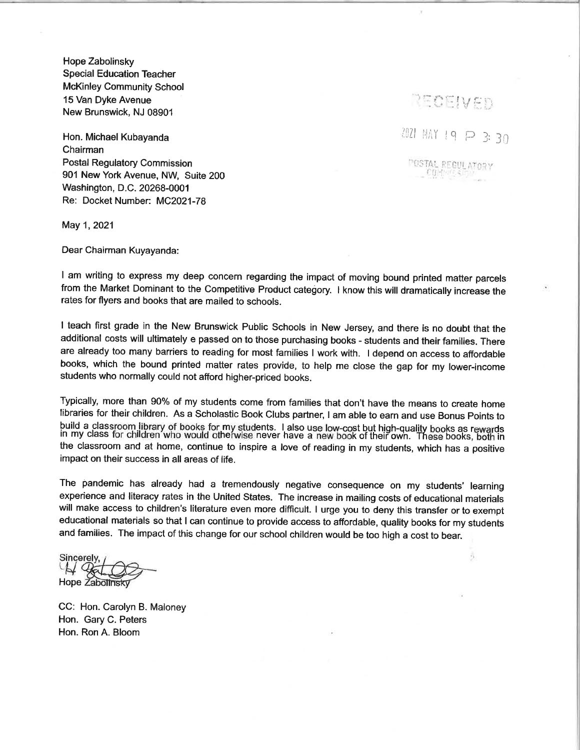Hope Zabolinsky
Special Education Teacher
McKinley Community School
15 Van Dyke Avenue
New Brunswick, NJ 08901

RECEIVED

2021 MAY 19 P 3:30

POSTAL REGULATORY COMMISSION

Hon. Michael Kubayanda
Chairman
Postal Regulatory Commission
901 New York Avenue, NW, Suite 200
Washington, D.C. 20268-0001
Re: Docket Number: MC2021-78

May 1, 2021

Dear Chairman Kuyayanda:

I am writing to express my deep concern regarding the impact of moving bound printed matter parcels from the Market Dominant to the Competitive Product category. I know this will dramatically increase the rates for flyers and books that are mailed to schools.

I teach first grade in the New Brunswick Public Schools in New Jersey, and there is no doubt that the additional costs will ultimately e passed on to those purchasing books - students and their families. There are already too many barriers to reading for most families I work with. I depend on access to affordable books, which the bound printed matter rates provide, to help me close the gap for my lower-income students who normally could not afford higher-priced books.

Typically, more than 90% of my students come from families that don't have the means to create home libraries for their children. As a Scholastic Book Clubs partner, I am able to earn and use Bonus Points to build a classroom library of books for my students. I also use low-cost but high-quality books as rewards in my class for children who would otherwise never have a new book of their own. These books, both in the classroom and at home, continue to inspire a love of reading in my students, which has a positive impact on their success in all areas of life.

The pandemic has already had a tremendously negative consequence on my students' learning experience and literacy rates in the United States. The increase in mailing costs of educational materials will make access to children's literature even more difficult. I urge you to deny this transfer or to exempt educational materials so that I can continue to provide access to affordable, quality books for my students and families. The impact of this change for our school children would be too high a cost to bear.

Sincerely,

Hope Zabolinsky

CC: Hon. Carolyn B. Maloney
Hon. Gary C. Peters
Hon. Ron A. Bloom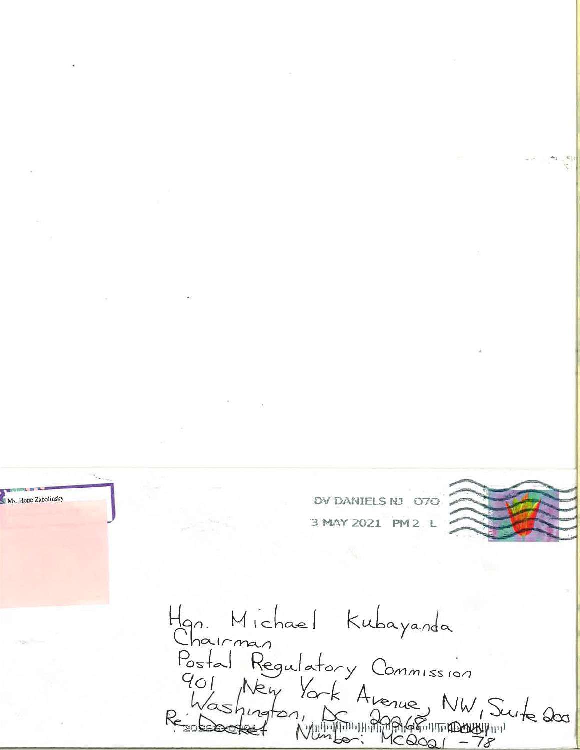Ms. Hope Zabolinsky

DV DANIELS NJ 070
3 MAY 2021 PM 2 L

Hon. Michael Kubayanda
Chairman
Postal Regulatory Commission
901 New York Avenue, NW, Suite 200
Washington, DC 20268-0001
Re: Docket Number: MC2021-78